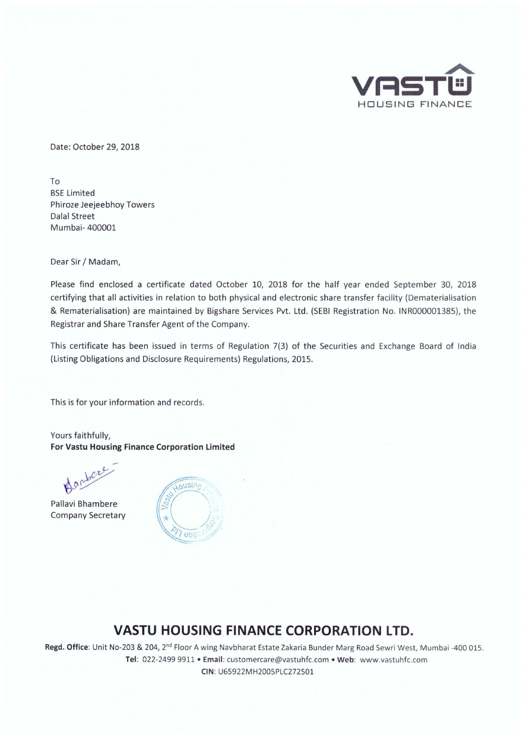VASTU HOUSING FINANCE

Date: October 29, 2018

To
BSE Limited
Phiroze Jeejeebhoy Towers
Dalal Street
Mumbai- 400001

Dear Sir / Madam,

Please find enclosed a certificate dated October 10, 2018 for the half year ended September 30, 2018 certifying that all activities in relation to both physical and electronic share transfer facility (Dematerialisation & Rematerialisation) are maintained by Bigshare Services Pvt. Ltd. (SEBI Registration No. INR000001385), the Registrar and Share Transfer Agent of the Company.

This certificate has been issued in terms of Regulation 7(3) of the Securities and Exchange Board of India (Listing Obligations and Disclosure Requirements) Regulations, 2015.

This is for your information and records.

Yours faithfully,
**For Vastu Housing Finance Corporation Limited**

Pallavi Bhambere
Company Secretary

## VASTU HOUSING FINANCE CORPORATION LTD.

**Regd. Office**: Unit No-203 & 204, 2nd Floor A wing Navbharat Estate Zakaria Bunder Marg Road Sewri West, Mumbai -400 015.
**Tel**: 022-2499 9911 • **Email**: customercare@vastuhfc.com • **Web**: www.vastuhfc.com
**CIN**: U65922MH2005PLC272501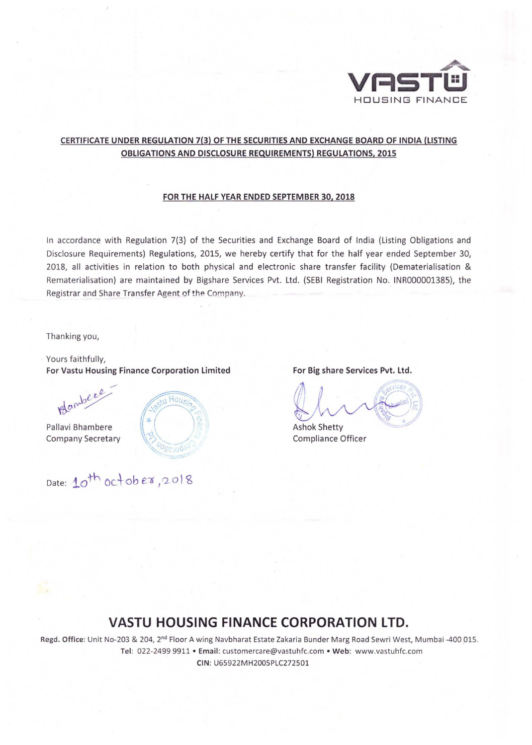VASTU
HOUSING FINANCE

**CERTIFICATE UNDER REGULATION 7(3) OF THE SECURITIES AND EXCHANGE BOARD OF INDIA (LISTING OBLIGATIONS AND DISCLOSURE REQUIREMENTS) REGULATIONS, 2015**

**FOR THE HALF YEAR ENDED SEPTEMBER 30, 2018**

In accordance with Regulation 7(3) of the Securities and Exchange Board of India (Listing Obligations and Disclosure Requirements) Regulations, 2015, we hereby certify that for the half year ended September 30, 2018, all activities in relation to both physical and electronic share transfer facility (Dematerialisation & Rematerialisation) are maintained by Bigshare Services Pvt. Ltd. (SEBI Registration No. INR000001385), the Registrar and Share Transfer Agent of the Company.

Thanking you,

Yours faithfully,

**For Vastu Housing Finance Corporation Limited**

Pallavi Bhambere
Company Secretary

**For Big share Services Pvt. Ltd.**

Ashok Shetty
Compliance Officer

Date: 10th october, 2018

## VASTU HOUSING FINANCE CORPORATION LTD.

**Regd. Office**: Unit No-203 & 204, 2nd Floor A wing Navbharat Estate Zakaria Bunder Marg Road Sewri West, Mumbai -400 015.
**Tel**: 022-2499 9911 • **Email**: customercare@vastuhfc.com • **Web**: www.vastuhfc.com
**CIN**: U65922MH2005PLC272501